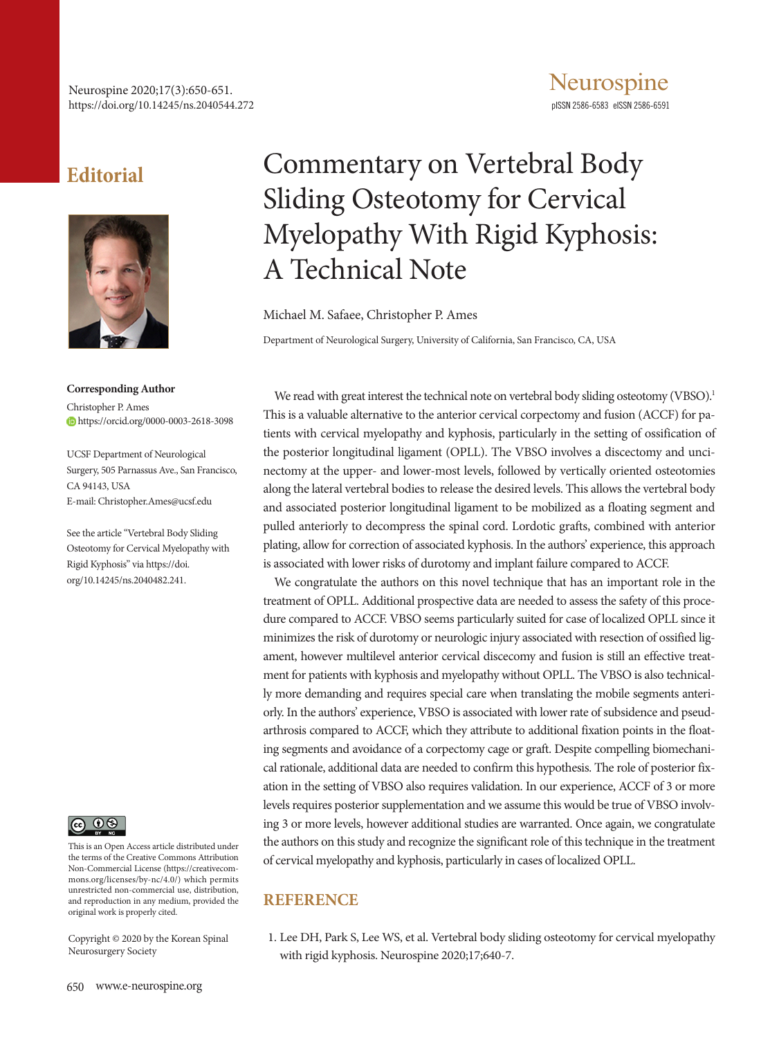## Editorial

# Commentary on Vertebral Body Sliding Osteotomy for Cervical Myelopathy With Rigid Kyphosis: A Technical Note

Michael M. Safaee, Christopher P. Ames

Department of Neurological Surgery, University of California, San Francisco, CA, USA

**Corresponding Author**
Christopher P. Ames
https://orcid.org/0000-0003-2618-3098

UCSF Department of Neurological Surgery, 505 Parnassus Ave., San Francisco, CA 94143, USA
E-mail: Christopher.Ames@ucsf.edu

See the article "Vertebral Body Sliding Osteotomy for Cervical Myelopathy with Rigid Kyphosis" via https://doi.org/10.14245/ns.2040482.241.

We read with great interest the technical note on vertebral body sliding osteotomy (VBSO).[1] This is a valuable alternative to the anterior cervical corpectomy and fusion (ACCF) for patients with cervical myelopathy and kyphosis, particularly in the setting of ossification of the posterior longitudinal ligament (OPLL). The VBSO involves a discectomy and uncinectomy at the upper- and lower-most levels, followed by vertically oriented osteotomies along the lateral vertebral bodies to release the desired levels. This allows the vertebral body and associated posterior longitudinal ligament to be mobilized as a floating segment and pulled anteriorly to decompress the spinal cord. Lordotic grafts, combined with anterior plating, allow for correction of associated kyphosis. In the authors' experience, this approach is associated with lower risks of durotomy and implant failure compared to ACCF.

We congratulate the authors on this novel technique that has an important role in the treatment of OPLL. Additional prospective data are needed to assess the safety of this procedure compared to ACCF. VBSO seems particularly suited for case of localized OPLL since it minimizes the risk of durotomy or neurologic injury associated with resection of ossified ligament, however multilevel anterior cervical discecomy and fusion is still an effective treatment for patients with kyphosis and myelopathy without OPLL. The VBSO is also technically more demanding and requires special care when translating the mobile segments anteriorly. In the authors' experience, VBSO is associated with lower rate of subsidence and pseudarthrosis compared to ACCF, which they attribute to additional fixation points in the floating segments and avoidance of a corpectomy cage or graft. Despite compelling biomechanical rationale, additional data are needed to confirm this hypothesis. The role of posterior fixation in the setting of VBSO also requires validation. In our experience, ACCF of 3 or more levels requires posterior supplementation and we assume this would be true of VBSO involving 3 or more levels, however additional studies are warranted. Once again, we congratulate the authors on this study and recognize the significant role of this technique in the treatment of cervical myelopathy and kyphosis, particularly in cases of localized OPLL.

## REFERENCE

1. Lee DH, Park S, Lee WS, et al. Vertebral body sliding osteotomy for cervical myelopathy with rigid kyphosis. Neurospine 2020;17;640-7.

This is an Open Access article distributed under the terms of the Creative Commons Attribution Non-Commercial License (https://creativecommons.org/licenses/by-nc/4.0/) which permits unrestricted non-commercial use, distribution, and reproduction in any medium, provided the original work is properly cited.

Copyright © 2020 by the Korean Spinal Neurosurgery Society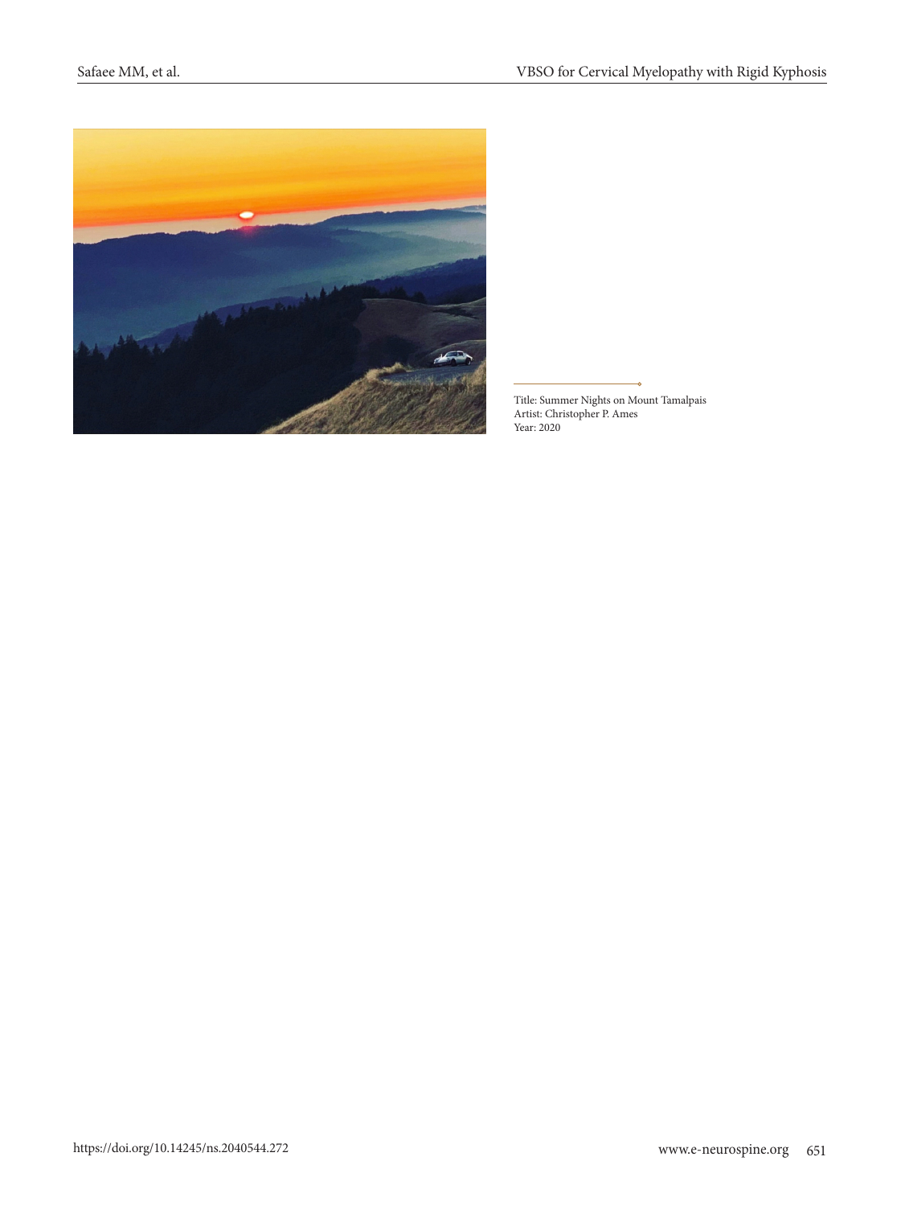Title: Summer Nights on Mount Tamalpais
Artist: Christopher P. Ames
Year: 2020